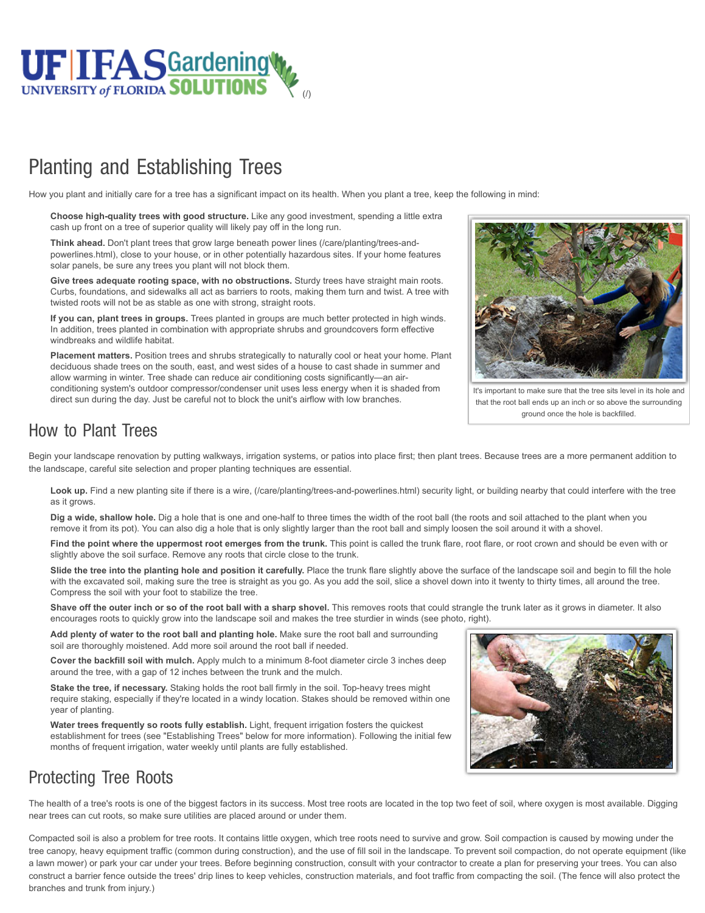# Planting and Establishing Trees

How you plant and initially care for a tree has a significant impact on its health. When you plant a tree, keep the following in mind:

**Choose high-quality trees with good structure.** Like any good investment, spending a little extra cash up front on a tree of superior quality will likely pay off in the long run.

**Think ahead.** Don't plant trees that grow large beneath power lines (/care/planting/trees-and-powerlines.html), close to your house, or in other potentially hazardous sites. If your home features solar panels, be sure any trees you plant will not block them.

**Give trees adequate rooting space, with no obstructions.** Sturdy trees have straight main roots. Curbs, foundations, and sidewalks all act as barriers to roots, making them turn and twist. A tree with twisted roots will not be as stable as one with strong, straight roots.

**If you can, plant trees in groups.** Trees planted in groups are much better protected in high winds. In addition, trees planted in combination with appropriate shrubs and groundcovers form effective windbreaks and wildlife habitat.

**Placement matters.** Position trees and shrubs strategically to naturally cool or heat your home. Plant deciduous shade trees on the south, east, and west sides of a house to cast shade in summer and allow warming in winter. Tree shade can reduce air conditioning costs significantly—an air-conditioning system's outdoor compressor/condenser unit uses less energy when it is shaded from direct sun during the day. Just be careful not to block the unit's airflow with low branches.

It's important to make sure that the tree sits level in its hole and that the root ball ends up an inch or so above the surrounding ground once the hole is backfilled.

## How to Plant Trees

Begin your landscape renovation by putting walkways, irrigation systems, or patios into place first; then plant trees. Because trees are a more permanent addition to the landscape, careful site selection and proper planting techniques are essential.

**Look up.** Find a new planting site if there is a wire, (/care/planting/trees-and-powerlines.html) security light, or building nearby that could interfere with the tree as it grows.

**Dig a wide, shallow hole.** Dig a hole that is one and one-half to three times the width of the root ball (the roots and soil attached to the plant when you remove it from its pot). You can also dig a hole that is only slightly larger than the root ball and simply loosen the soil around it with a shovel.

**Find the point where the uppermost root emerges from the trunk.** This point is called the trunk flare, root flare, or root crown and should be even with or slightly above the soil surface. Remove any roots that circle close to the trunk.

**Slide the tree into the planting hole and position it carefully.** Place the trunk flare slightly above the surface of the landscape soil and begin to fill the hole with the excavated soil, making sure the tree is straight as you go. As you add the soil, slice a shovel down into it twenty to thirty times, all around the tree. Compress the soil with your foot to stabilize the tree.

**Shave off the outer inch or so of the root ball with a sharp shovel.** This removes roots that could strangle the trunk later as it grows in diameter. It also encourages roots to quickly grow into the landscape soil and makes the tree sturdier in winds (see photo, right).

**Add plenty of water to the root ball and planting hole.** Make sure the root ball and surrounding soil are thoroughly moistened. Add more soil around the root ball if needed.

**Cover the backfill soil with mulch.** Apply mulch to a minimum 8-foot diameter circle 3 inches deep around the tree, with a gap of 12 inches between the trunk and the mulch.

**Stake the tree, if necessary.** Staking holds the root ball firmly in the soil. Top-heavy trees might require staking, especially if they're located in a windy location. Stakes should be removed within one year of planting.

**Water trees frequently so roots fully establish.** Light, frequent irrigation fosters the quickest establishment for trees (see "Establishing Trees" below for more information). Following the initial few months of frequent irrigation, water weekly until plants are fully established.

## Protecting Tree Roots

The health of a tree's roots is one of the biggest factors in its success. Most tree roots are located in the top two feet of soil, where oxygen is most available. Digging near trees can cut roots, so make sure utilities are placed around or under them.

Compacted soil is also a problem for tree roots. It contains little oxygen, which tree roots need to survive and grow. Soil compaction is caused by mowing under the tree canopy, heavy equipment traffic (common during construction), and the use of fill soil in the landscape. To prevent soil compaction, do not operate equipment (like a lawn mower) or park your car under your trees. Before beginning construction, consult with your contractor to create a plan for preserving your trees. You can also construct a barrier fence outside the trees' drip lines to keep vehicles, construction materials, and foot traffic from compacting the soil. (The fence will also protect the branches and trunk from injury.)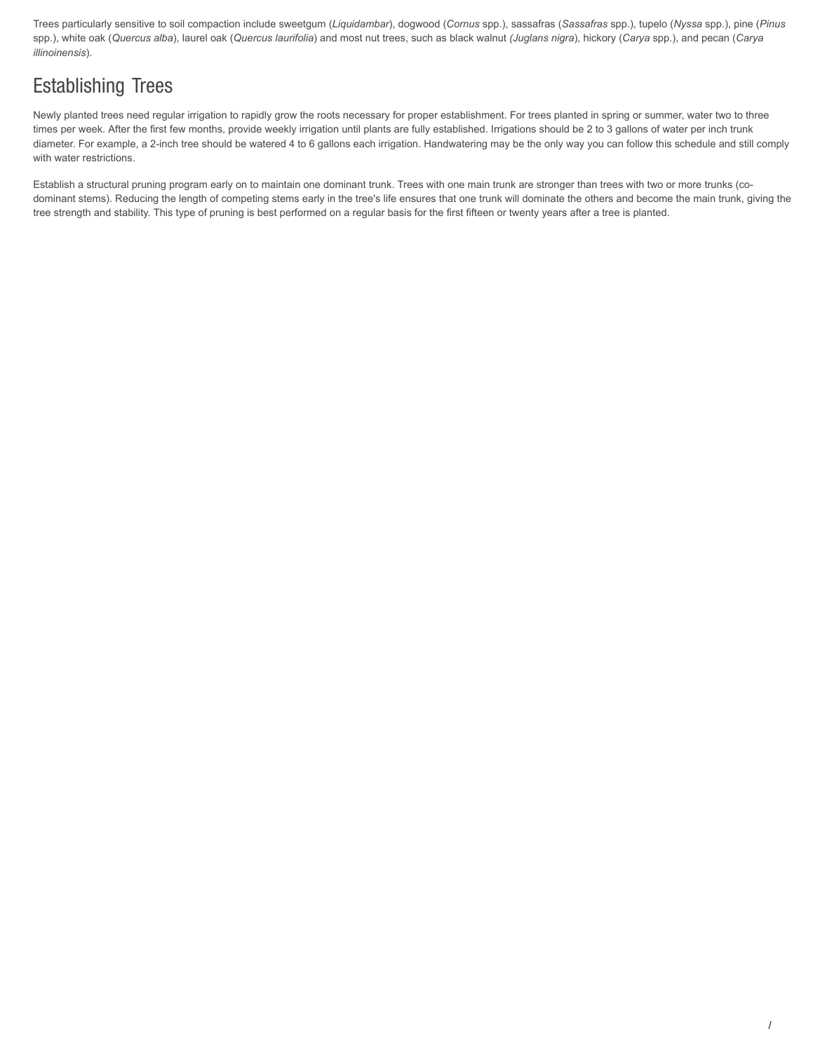Trees particularly sensitive to soil compaction include sweetgum (*Liquidambar*), dogwood (*Cornus* spp.), sassafras (*Sassafras* spp.), tupelo (*Nyssa* spp.), pine (*Pinus* spp.), white oak (*Quercus alba*), laurel oak (*Quercus laurifolia*) and most nut trees, such as black walnut *(Juglans nigra*), hickory (*Carya* spp.), and pecan (*Carya illinoinensis*).

## Establishing Trees

Newly planted trees need regular irrigation to rapidly grow the roots necessary for proper establishment. For trees planted in spring or summer, water two to three times per week. After the first few months, provide weekly irrigation until plants are fully established. Irrigations should be 2 to 3 gallons of water per inch trunk diameter. For example, a 2-inch tree should be watered 4 to 6 gallons each irrigation. Handwatering may be the only way you can follow this schedule and still comply with water restrictions.

Establish a structural pruning program early on to maintain one dominant trunk. Trees with one main trunk are stronger than trees with two or more trunks (co-dominant stems). Reducing the length of competing stems early in the tree's life ensures that one trunk will dominate the others and become the main trunk, giving the tree strength and stability. This type of pruning is best performed on a regular basis for the first fifteen or twenty years after a tree is planted.